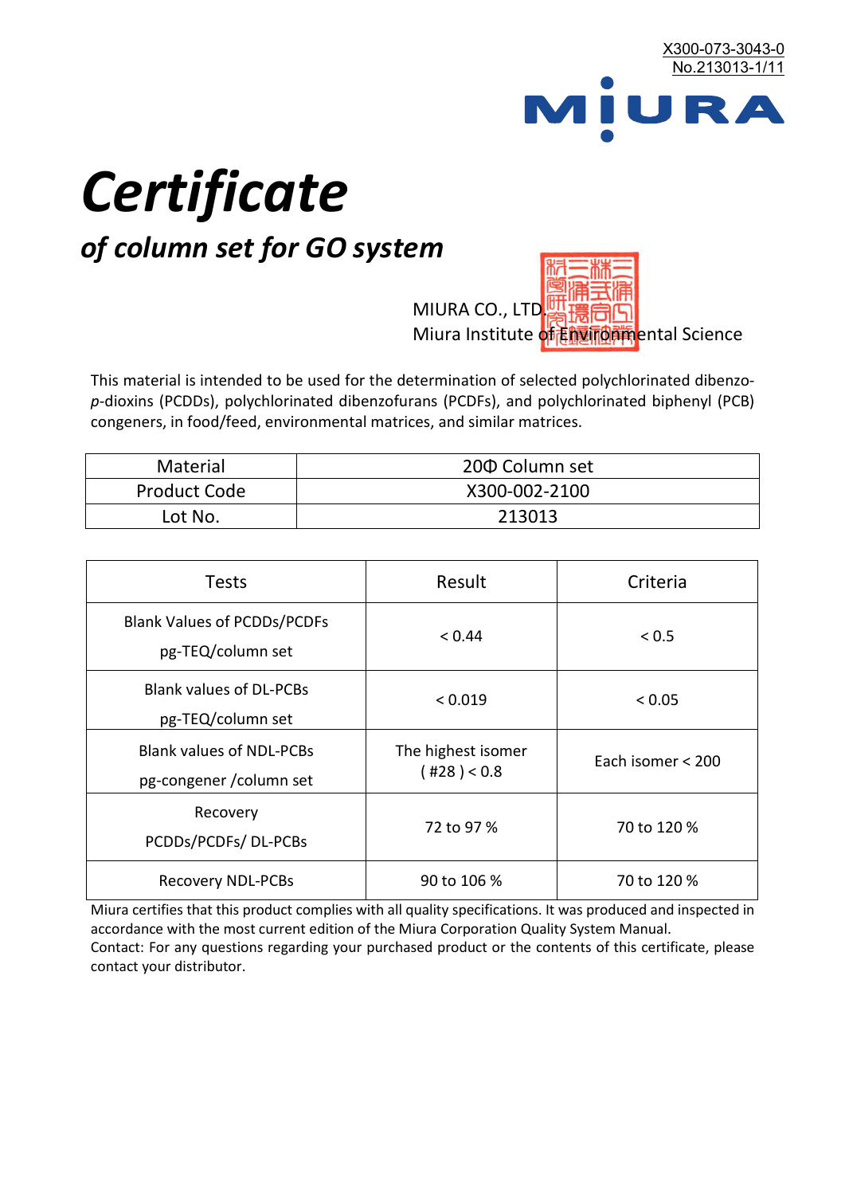X300-073-3043-0
No.213013-1/11

MIURA

# *Certificate*

## *of column set for GO system*

MIURA CO., LTD.
Miura Institute of Environmental Science

This material is intended to be used for the determination of selected polychlorinated dibenzo-*p*-dioxins (PCDDs), polychlorinated dibenzofurans (PCDFs), and polychlorinated biphenyl (PCB) congeners, in food/feed, environmental matrices, and similar matrices.

| Material | 20Φ Column set |
|---|---|
| Product Code | X300-002-2100 |
| Lot No. | 213013 |

| Tests | Result | Criteria |
|---|---|---|
| Blank Values of PCDDs/PCDFs pg-TEQ/column set | < 0.44 | < 0.5 |
| Blank values of DL-PCBs pg-TEQ/column set | < 0.019 | < 0.05 |
| Blank values of NDL-PCBs pg-congener /column set | The highest isomer ( #28 ) < 0.8 | Each isomer < 200 |
| Recovery PCDDs/PCDFs/ DL-PCBs | 72 to 97 % | 70 to 120 % |
| Recovery NDL-PCBs | 90 to 106 % | 70 to 120 % |

Miura certifies that this product complies with all quality specifications. It was produced and inspected in accordance with the most current edition of the Miura Corporation Quality System Manual.
Contact: For any questions regarding your purchased product or the contents of this certificate, please contact your distributor.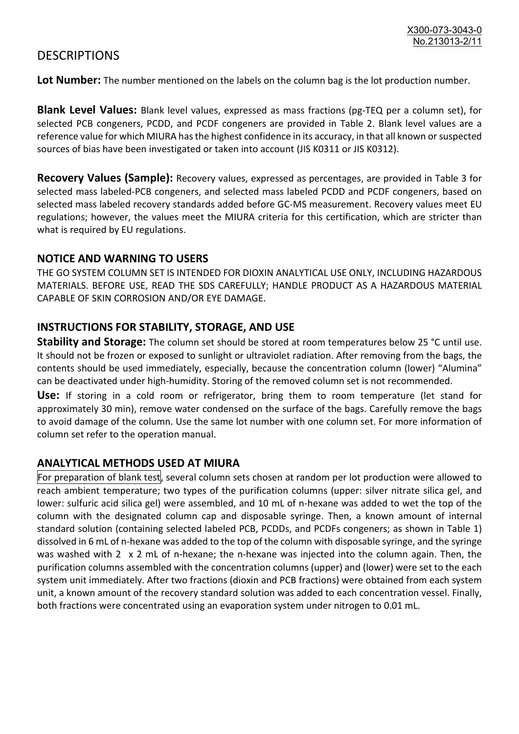# DESCRIPTIONS

**Lot Number:** The number mentioned on the labels on the column bag is the lot production number.

**Blank Level Values:** Blank level values, expressed as mass fractions (pg-TEQ per a column set), for selected PCB congeners, PCDD, and PCDF congeners are provided in Table 2. Blank level values are a reference value for which MIURA has the highest confidence in its accuracy, in that all known or suspected sources of bias have been investigated or taken into account (JIS K0311 or JIS K0312).

**Recovery Values (Sample):** Recovery values, expressed as percentages, are provided in Table 3 for selected mass labeled-PCB congeners, and selected mass labeled PCDD and PCDF congeners, based on selected mass labeled recovery standards added before GC-MS measurement. Recovery values meet EU regulations; however, the values meet the MIURA criteria for this certification, which are stricter than what is required by EU regulations.

## NOTICE AND WARNING TO USERS

THE GO SYSTEM COLUMN SET IS INTENDED FOR DIOXIN ANALYTICAL USE ONLY, INCLUDING HAZARDOUS MATERIALS. BEFORE USE, READ THE SDS CAREFULLY; HANDLE PRODUCT AS A HAZARDOUS MATERIAL CAPABLE OF SKIN CORROSION AND/OR EYE DAMAGE.

## INSTRUCTIONS FOR STABILITY, STORAGE, AND USE

**Stability and Storage:** The column set should be stored at room temperatures below 25 °C until use. It should not be frozen or exposed to sunlight or ultraviolet radiation. After removing from the bags, the contents should be used immediately, especially, because the concentration column (lower) "Alumina" can be deactivated under high-humidity. Storing of the removed column set is not recommended.

**Use:** If storing in a cold room or refrigerator, bring them to room temperature (let stand for approximately 30 min), remove water condensed on the surface of the bags. Carefully remove the bags to avoid damage of the column. Use the same lot number with one column set. For more information of column set refer to the operation manual.

## ANALYTICAL METHODS USED AT MIURA

For preparation of blank test, several column sets chosen at random per lot production were allowed to reach ambient temperature; two types of the purification columns (upper: silver nitrate silica gel, and lower: sulfuric acid silica gel) were assembled, and 10 mL of n-hexane was added to wet the top of the column with the designated column cap and disposable syringe. Then, a known amount of internal standard solution (containing selected labeled PCB, PCDDs, and PCDFs congeners; as shown in Table 1) dissolved in 6 mL of n-hexane was added to the top of the column with disposable syringe, and the syringe was washed with 2 x 2 mL of n-hexane; the n-hexane was injected into the column again. Then, the purification columns assembled with the concentration columns (upper) and (lower) were set to the each system unit immediately. After two fractions (dioxin and PCB fractions) were obtained from each system unit, a known amount of the recovery standard solution was added to each concentration vessel. Finally, both fractions were concentrated using an evaporation system under nitrogen to 0.01 mL.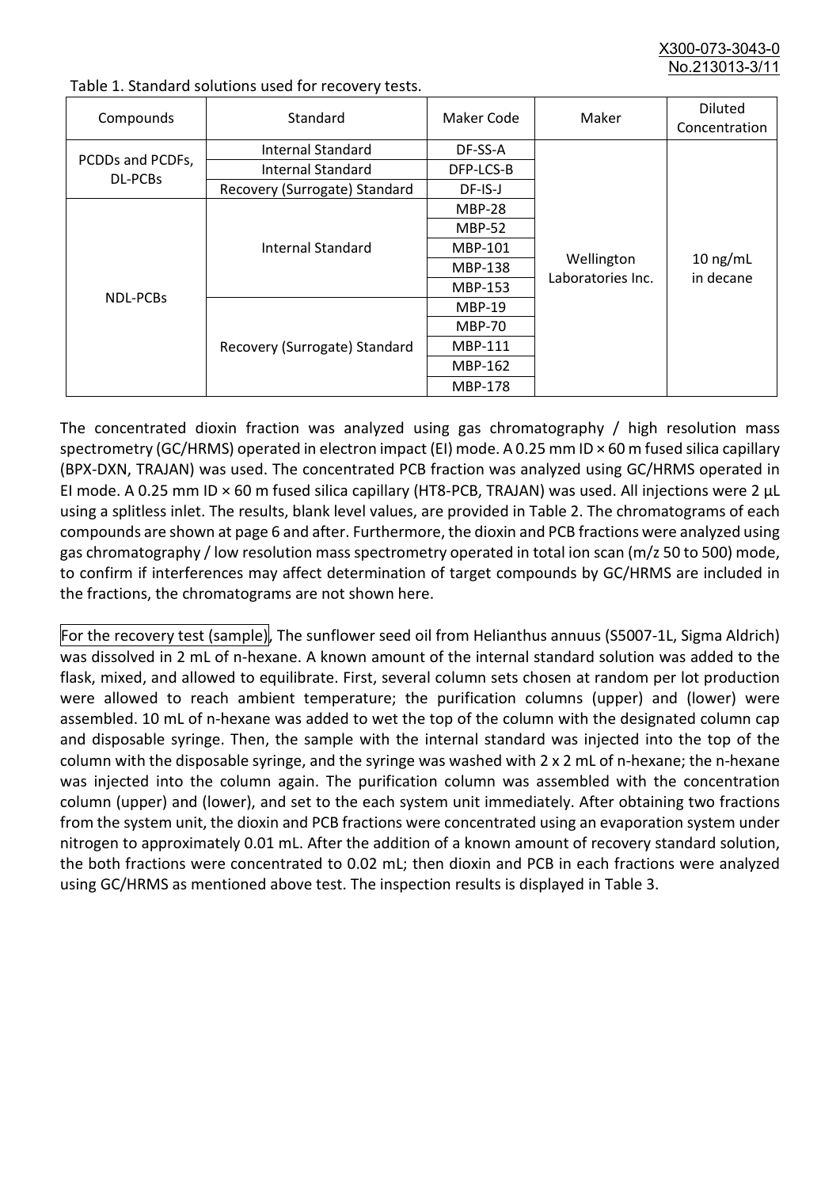Table 1. Standard solutions used for recovery tests.

| Compounds | Standard | Maker Code | Maker | Diluted Concentration |
|---|---|---|---|---|
| PCDDs and PCDFs, DL-PCBs | Internal Standard | DF-SS-A | Wellington Laboratories Inc. | 10 ng/mL in decane |
| | Internal Standard | DFP-LCS-B | | |
| | Recovery (Surrogate) Standard | DF-IS-J | | |
| NDL-PCBs | Internal Standard | MBP-28 | | |
| | | MBP-52 | | |
| | | MBP-101 | | |
| | | MBP-138 | | |
| | | MBP-153 | | |
| | Recovery (Surrogate) Standard | MBP-19 | | |
| | | MBP-70 | | |
| | | MBP-111 | | |
| | | MBP-162 | | |
| | | MBP-178 | | |

The concentrated dioxin fraction was analyzed using gas chromatography / high resolution mass spectrometry (GC/HRMS) operated in electron impact (EI) mode. A 0.25 mm ID × 60 m fused silica capillary (BPX-DXN, TRAJAN) was used. The concentrated PCB fraction was analyzed using GC/HRMS operated in EI mode. A 0.25 mm ID × 60 m fused silica capillary (HT8-PCB, TRAJAN) was used. All injections were 2 µL using a splitless inlet. The results, blank level values, are provided in Table 2. The chromatograms of each compounds are shown at page 6 and after. Furthermore, the dioxin and PCB fractions were analyzed using gas chromatography / low resolution mass spectrometry operated in total ion scan (m/z 50 to 500) mode, to confirm if interferences may affect determination of target compounds by GC/HRMS are included in the fractions, the chromatograms are not shown here.

For the recovery test (sample), The sunflower seed oil from Helianthus annuus (S5007-1L, Sigma Aldrich) was dissolved in 2 mL of n-hexane. A known amount of the internal standard solution was added to the flask, mixed, and allowed to equilibrate. First, several column sets chosen at random per lot production were allowed to reach ambient temperature; the purification columns (upper) and (lower) were assembled. 10 mL of n-hexane was added to wet the top of the column with the designated column cap and disposable syringe. Then, the sample with the internal standard was injected into the top of the column with the disposable syringe, and the syringe was washed with 2 x 2 mL of n-hexane; the n-hexane was injected into the column again. The purification column was assembled with the concentration column (upper) and (lower), and set to the each system unit immediately. After obtaining two fractions from the system unit, the dioxin and PCB fractions were concentrated using an evaporation system under nitrogen to approximately 0.01 mL. After the addition of a known amount of recovery standard solution, the both fractions were concentrated to 0.02 mL; then dioxin and PCB in each fractions were analyzed using GC/HRMS as mentioned above test. The inspection results is displayed in Table 3.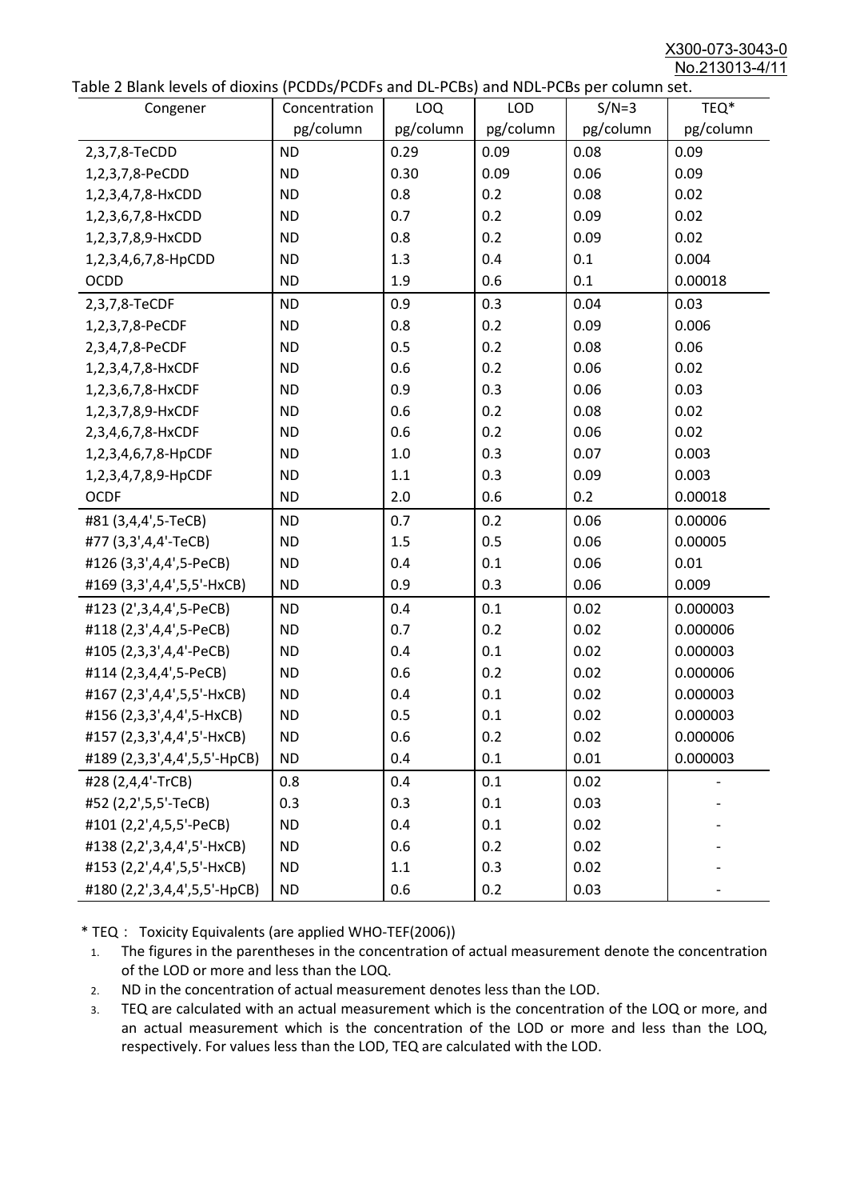Table 2 Blank levels of dioxins (PCDDs/PCDFs and DL-PCBs) and NDL-PCBs per column set.

| Congener | Concentration pg/column | LOQ pg/column | LOD pg/column | S/N=3 pg/column | TEQ* pg/column |
|---|---|---|---|---|---|
| 2,3,7,8-TeCDD | ND | 0.29 | 0.09 | 0.08 | 0.09 |
| 1,2,3,7,8-PeCDD | ND | 0.30 | 0.09 | 0.06 | 0.09 |
| 1,2,3,4,7,8-HxCDD | ND | 0.8 | 0.2 | 0.08 | 0.02 |
| 1,2,3,6,7,8-HxCDD | ND | 0.7 | 0.2 | 0.09 | 0.02 |
| 1,2,3,7,8,9-HxCDD | ND | 0.8 | 0.2 | 0.09 | 0.02 |
| 1,2,3,4,6,7,8-HpCDD | ND | 1.3 | 0.4 | 0.1 | 0.004 |
| OCDD | ND | 1.9 | 0.6 | 0.1 | 0.00018 |
| 2,3,7,8-TeCDF | ND | 0.9 | 0.3 | 0.04 | 0.03 |
| 1,2,3,7,8-PeCDF | ND | 0.8 | 0.2 | 0.09 | 0.006 |
| 2,3,4,7,8-PeCDF | ND | 0.5 | 0.2 | 0.08 | 0.06 |
| 1,2,3,4,7,8-HxCDF | ND | 0.6 | 0.2 | 0.06 | 0.02 |
| 1,2,3,6,7,8-HxCDF | ND | 0.9 | 0.3 | 0.06 | 0.03 |
| 1,2,3,7,8,9-HxCDF | ND | 0.6 | 0.2 | 0.08 | 0.02 |
| 2,3,4,6,7,8-HxCDF | ND | 0.6 | 0.2 | 0.06 | 0.02 |
| 1,2,3,4,6,7,8-HpCDF | ND | 1.0 | 0.3 | 0.07 | 0.003 |
| 1,2,3,4,7,8,9-HpCDF | ND | 1.1 | 0.3 | 0.09 | 0.003 |
| OCDF | ND | 2.0 | 0.6 | 0.2 | 0.00018 |
| #81 (3,4,4',5-TeCB) | ND | 0.7 | 0.2 | 0.06 | 0.00006 |
| #77 (3,3',4,4'-TeCB) | ND | 1.5 | 0.5 | 0.06 | 0.00005 |
| #126 (3,3',4,4',5-PeCB) | ND | 0.4 | 0.1 | 0.06 | 0.01 |
| #169 (3,3',4,4',5,5'-HxCB) | ND | 0.9 | 0.3 | 0.06 | 0.009 |
| #123 (2',3,4,4',5-PeCB) | ND | 0.4 | 0.1 | 0.02 | 0.000003 |
| #118 (2,3',4,4',5-PeCB) | ND | 0.7 | 0.2 | 0.02 | 0.000006 |
| #105 (2,3,3',4,4'-PeCB) | ND | 0.4 | 0.1 | 0.02 | 0.000003 |
| #114 (2,3,4,4',5-PeCB) | ND | 0.6 | 0.2 | 0.02 | 0.000006 |
| #167 (2,3',4,4',5,5'-HxCB) | ND | 0.4 | 0.1 | 0.02 | 0.000003 |
| #156 (2,3,3',4,4',5-HxCB) | ND | 0.5 | 0.1 | 0.02 | 0.000003 |
| #157 (2,3,3',4,4',5'-HxCB) | ND | 0.6 | 0.2 | 0.02 | 0.000006 |
| #189 (2,3,3',4,4',5,5'-HpCB) | ND | 0.4 | 0.1 | 0.01 | 0.000003 |
| #28 (2,4,4'-TrCB) | 0.8 | 0.4 | 0.1 | 0.02 | - |
| #52 (2,2',5,5'-TeCB) | 0.3 | 0.3 | 0.1 | 0.03 | - |
| #101 (2,2',4,5,5'-PeCB) | ND | 0.4 | 0.1 | 0.02 | - |
| #138 (2,2',3,4,4',5'-HxCB) | ND | 0.6 | 0.2 | 0.02 | - |
| #153 (2,2',4,4',5,5'-HxCB) | ND | 1.1 | 0.3 | 0.02 | - |
| #180 (2,2',3,4,4',5,5'-HpCB) | ND | 0.6 | 0.2 | 0.03 | - |

* TEQ： Toxicity Equivalents (are applied WHO-TEF(2006))

1. The figures in the parentheses in the concentration of actual measurement denote the concentration of the LOD or more and less than the LOQ.
2. ND in the concentration of actual measurement denotes less than the LOD.
3. TEQ are calculated with an actual measurement which is the concentration of the LOQ or more, and an actual measurement which is the concentration of the LOD or more and less than the LOQ, respectively. For values less than the LOD, TEQ are calculated with the LOD.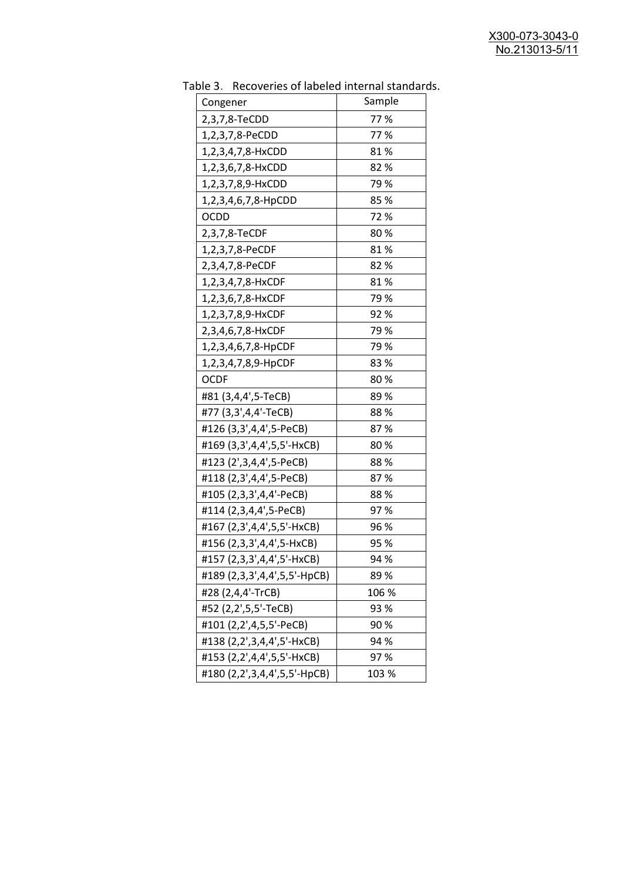Table 3. Recoveries of labeled internal standards.

| Congener | Sample |
|---|---|
| 2,3,7,8-TeCDD | 77 % |
| 1,2,3,7,8-PeCDD | 77 % |
| 1,2,3,4,7,8-HxCDD | 81 % |
| 1,2,3,6,7,8-HxCDD | 82 % |
| 1,2,3,7,8,9-HxCDD | 79 % |
| 1,2,3,4,6,7,8-HpCDD | 85 % |
| OCDD | 72 % |
| 2,3,7,8-TeCDF | 80 % |
| 1,2,3,7,8-PeCDF | 81 % |
| 2,3,4,7,8-PeCDF | 82 % |
| 1,2,3,4,7,8-HxCDF | 81 % |
| 1,2,3,6,7,8-HxCDF | 79 % |
| 1,2,3,7,8,9-HxCDF | 92 % |
| 2,3,4,6,7,8-HxCDF | 79 % |
| 1,2,3,4,6,7,8-HpCDF | 79 % |
| 1,2,3,4,7,8,9-HpCDF | 83 % |
| OCDF | 80 % |
| #81 (3,4,4',5-TeCB) | 89 % |
| #77 (3,3',4,4'-TeCB) | 88 % |
| #126 (3,3',4,4',5-PeCB) | 87 % |
| #169 (3,3',4,4',5,5'-HxCB) | 80 % |
| #123 (2',3,4,4',5-PeCB) | 88 % |
| #118 (2,3',4,4',5-PeCB) | 87 % |
| #105 (2,3,3',4,4'-PeCB) | 88 % |
| #114 (2,3,4,4',5-PeCB) | 97 % |
| #167 (2,3',4,4',5,5'-HxCB) | 96 % |
| #156 (2,3,3',4,4',5-HxCB) | 95 % |
| #157 (2,3,3',4,4',5'-HxCB) | 94 % |
| #189 (2,3,3',4,4',5,5'-HpCB) | 89 % |
| #28 (2,4,4'-TrCB) | 106 % |
| #52 (2,2',5,5'-TeCB) | 93 % |
| #101 (2,2',4,5,5'-PeCB) | 90 % |
| #138 (2,2',3,4,4',5'-HxCB) | 94 % |
| #153 (2,2',4,4',5,5'-HxCB) | 97 % |
| #180 (2,2',3,4,4',5,5'-HpCB) | 103 % |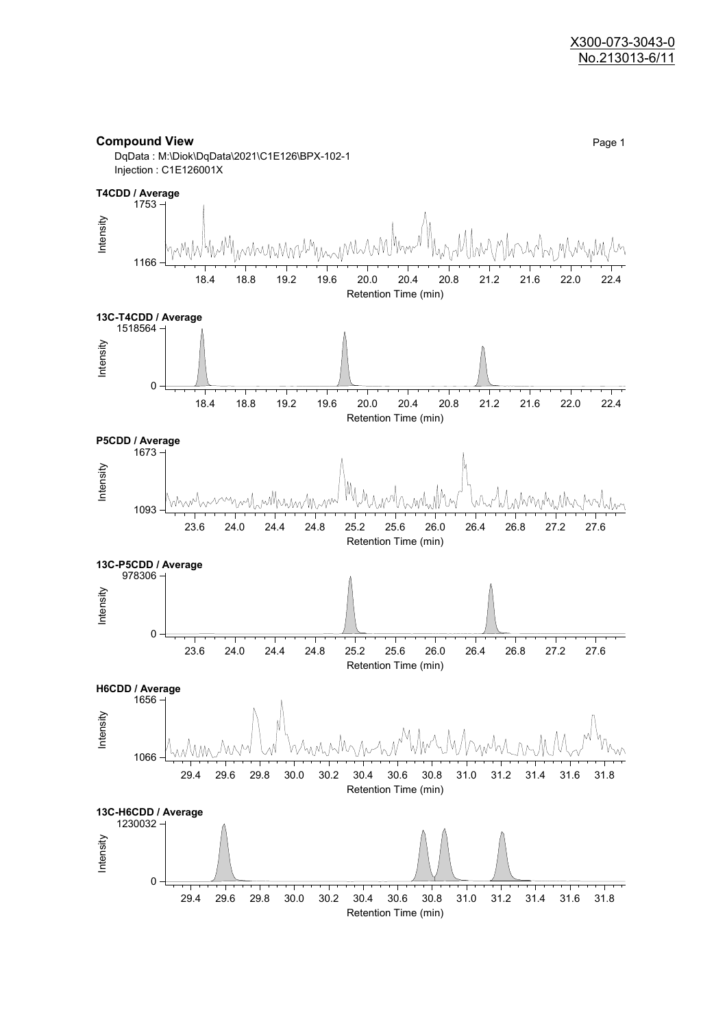X300-073-3043-0
No.213013-6/11

## Compound View

DqData : M:\Diok\DqData\2021\C1E126\BPX-102-1
Injection : C1E126001X

**T4CDD / Average**

Intensity: 1753 – 1166
Retention Time (min): 18.4, 18.8, 19.2, 19.6, 20.0, 20.4, 20.8, 21.2, 21.6, 22.0, 22.4

**13C-T4CDD / Average**

Intensity: 1518564 – 0
Retention Time (min): 18.4, 18.8, 19.2, 19.6, 20.0, 20.4, 20.8, 21.2, 21.6, 22.0, 22.4

**P5CDD / Average**

Intensity: 1673 – 1093
Retention Time (min): 23.6, 24.0, 24.4, 24.8, 25.2, 25.6, 26.0, 26.4, 26.8, 27.2, 27.6

**13C-P5CDD / Average**

Intensity: 978306 – 0
Retention Time (min): 23.6, 24.0, 24.4, 24.8, 25.2, 25.6, 26.0, 26.4, 26.8, 27.2, 27.6

**H6CDD / Average**

Intensity: 1656 – 1066
Retention Time (min): 29.4, 29.6, 29.8, 30.0, 30.2, 30.4, 30.6, 30.8, 31.0, 31.2, 31.4, 31.6, 31.8

**13C-H6CDD / Average**

Intensity: 1230032 – 0
Retention Time (min): 29.4, 29.6, 29.8, 30.0, 30.2, 30.4, 30.6, 30.8, 31.0, 31.2, 31.4, 31.6, 31.8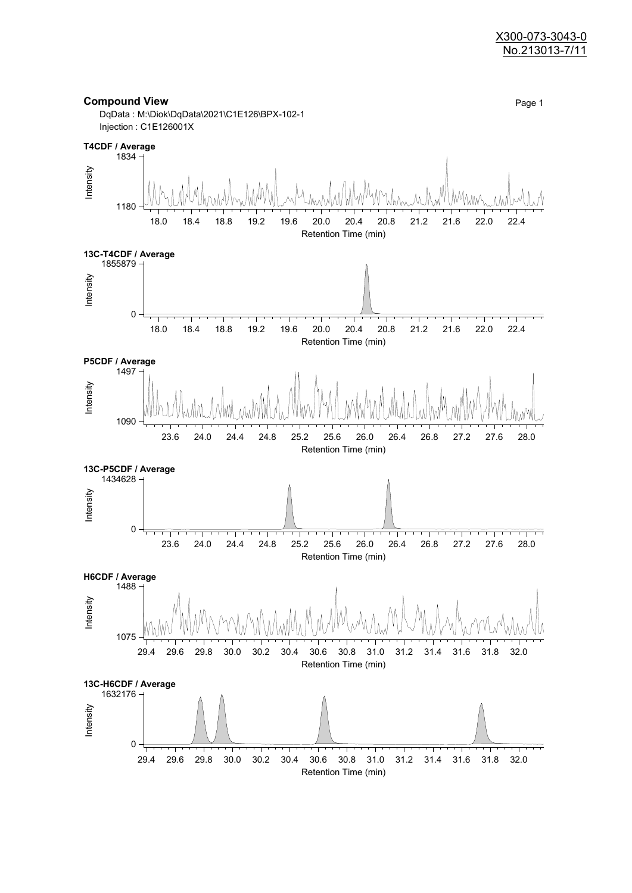X300-073-3043-0
No.213013-7/11

## Compound View

DqData : M:\Diok\DqData\2021\C1E126\BPX-102-1
Injection : C1E126001X

**T4CDF / Average**

Intensity: 1180 – 1834
Retention Time (min): 18.0, 18.4, 18.8, 19.2, 19.6, 20.0, 20.4, 20.8, 21.2, 21.6, 22.0, 22.4

**13C-T4CDF / Average**

Intensity: 0 – 1855879
Retention Time (min): 18.0, 18.4, 18.8, 19.2, 19.6, 20.0, 20.4, 20.8, 21.2, 21.6, 22.0, 22.4

**P5CDF / Average**

Intensity: 1090 – 1497
Retention Time (min): 23.6, 24.0, 24.4, 24.8, 25.2, 25.6, 26.0, 26.4, 26.8, 27.2, 27.6, 28.0

**13C-P5CDF / Average**

Intensity: 0 – 1434628
Retention Time (min): 23.6, 24.0, 24.4, 24.8, 25.2, 25.6, 26.0, 26.4, 26.8, 27.2, 27.6, 28.0

**H6CDF / Average**

Intensity: 1075 – 1488
Retention Time (min): 29.4, 29.6, 29.8, 30.0, 30.2, 30.4, 30.6, 30.8, 31.0, 31.2, 31.4, 31.6, 31.8, 32.0

**13C-H6CDF / Average**

Intensity: 0 – 1632176
Retention Time (min): 29.4, 29.6, 29.8, 30.0, 30.2, 30.4, 30.6, 30.8, 31.0, 31.2, 31.4, 31.6, 31.8, 32.0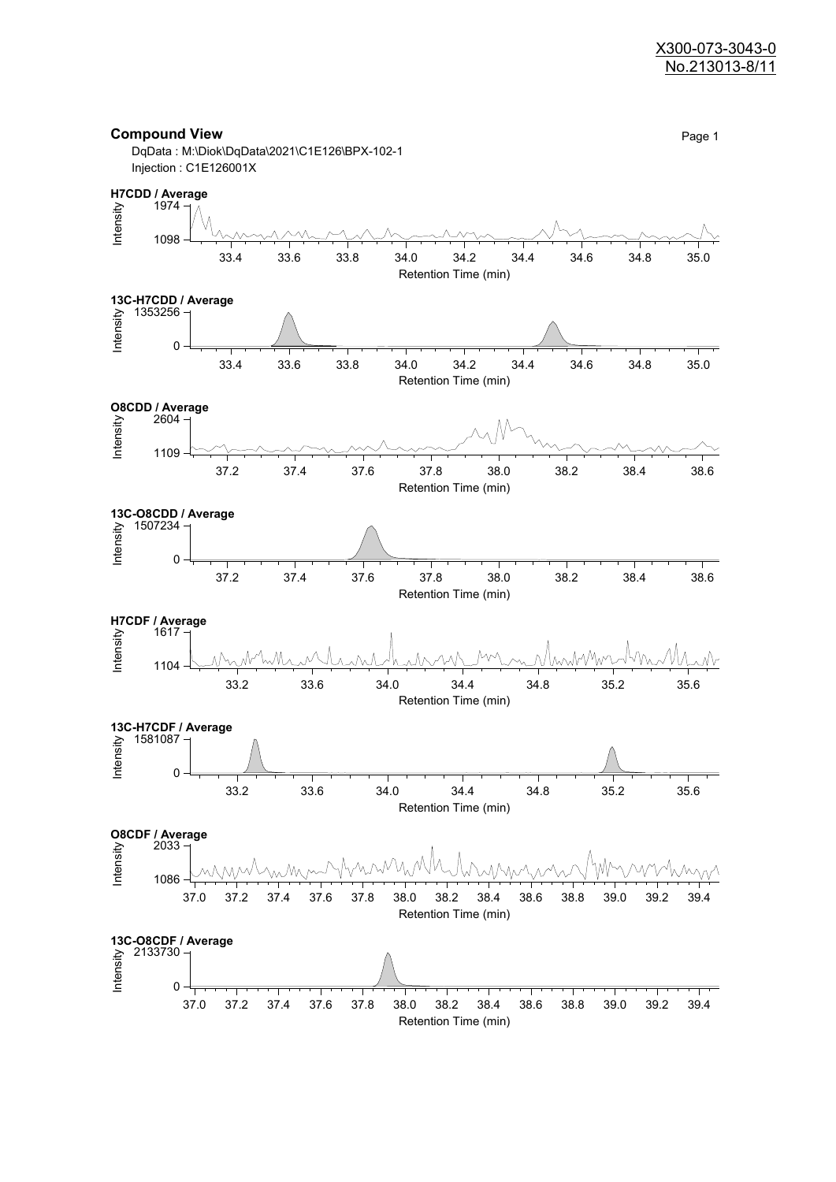X300-073-3043-0
No.213013-8/11

**Compound View**

DqData : M:\Diok\DqData\2021\C1E126\BPX-102-1
Injection : C1E126001X

**H7CDD / Average**

Intensity: 1974 – 1098
Retention Time (min): 33.4, 33.6, 33.8, 34.0, 34.2, 34.4, 34.6, 34.8, 35.0

**13C-H7CDD / Average**

Intensity: 1353256 – 0
Retention Time (min): 33.4, 33.6, 33.8, 34.0, 34.2, 34.4, 34.6, 34.8, 35.0

**O8CDD / Average**

Intensity: 2604 – 1109
Retention Time (min): 37.2, 37.4, 37.6, 37.8, 38.0, 38.2, 38.4, 38.6

**13C-O8CDD / Average**

Intensity: 1507234 – 0
Retention Time (min): 37.2, 37.4, 37.6, 37.8, 38.0, 38.2, 38.4, 38.6

**H7CDF / Average**

Intensity: 1617 – 1104
Retention Time (min): 33.2, 33.6, 34.0, 34.4, 34.8, 35.2, 35.6

**13C-H7CDF / Average**

Intensity: 1581087 – 0
Retention Time (min): 33.2, 33.6, 34.0, 34.4, 34.8, 35.2, 35.6

**O8CDF / Average**

Intensity: 2033 – 1086
Retention Time (min): 37.0, 37.2, 37.4, 37.6, 37.8, 38.0, 38.2, 38.4, 38.6, 38.8, 39.0, 39.2, 39.4

**13C-O8CDF / Average**

Intensity: 2133730 – 0
Retention Time (min): 37.0, 37.2, 37.4, 37.6, 37.8, 38.0, 38.2, 38.4, 38.6, 38.8, 39.0, 39.2, 39.4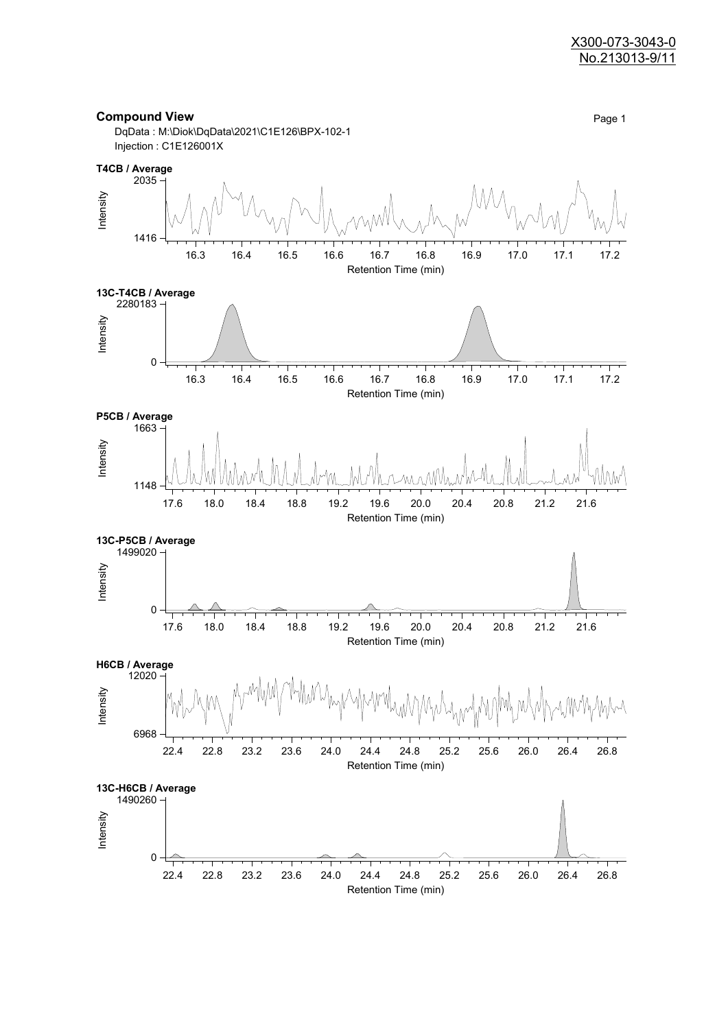X300-073-3043-0
No.213013-9/11

## Compound View

DqData : M:\Diok\DqData\2021\C1E126\BPX-102-1
Injection : C1E126001X

**T4CB / Average**

Intensity: 1416 – 2035
Retention Time (min): 16.3, 16.4, 16.5, 16.6, 16.7, 16.8, 16.9, 17.0, 17.1, 17.2

**13C-T4CB / Average**

Intensity: 0 – 2280183
Retention Time (min): 16.3, 16.4, 16.5, 16.6, 16.7, 16.8, 16.9, 17.0, 17.1, 17.2

**P5CB / Average**

Intensity: 1148 – 1663
Retention Time (min): 17.6, 18.0, 18.4, 18.8, 19.2, 19.6, 20.0, 20.4, 20.8, 21.2, 21.6

**13C-P5CB / Average**

Intensity: 0 – 1499020
Retention Time (min): 17.6, 18.0, 18.4, 18.8, 19.2, 19.6, 20.0, 20.4, 20.8, 21.2, 21.6

**H6CB / Average**

Intensity: 6968 – 12020
Retention Time (min): 22.4, 22.8, 23.2, 23.6, 24.0, 24.4, 24.8, 25.2, 25.6, 26.0, 26.4, 26.8

**13C-H6CB / Average**

Intensity: 0 – 1490260
Retention Time (min): 22.4, 22.8, 23.2, 23.6, 24.0, 24.4, 24.8, 25.2, 25.6, 26.0, 26.4, 26.8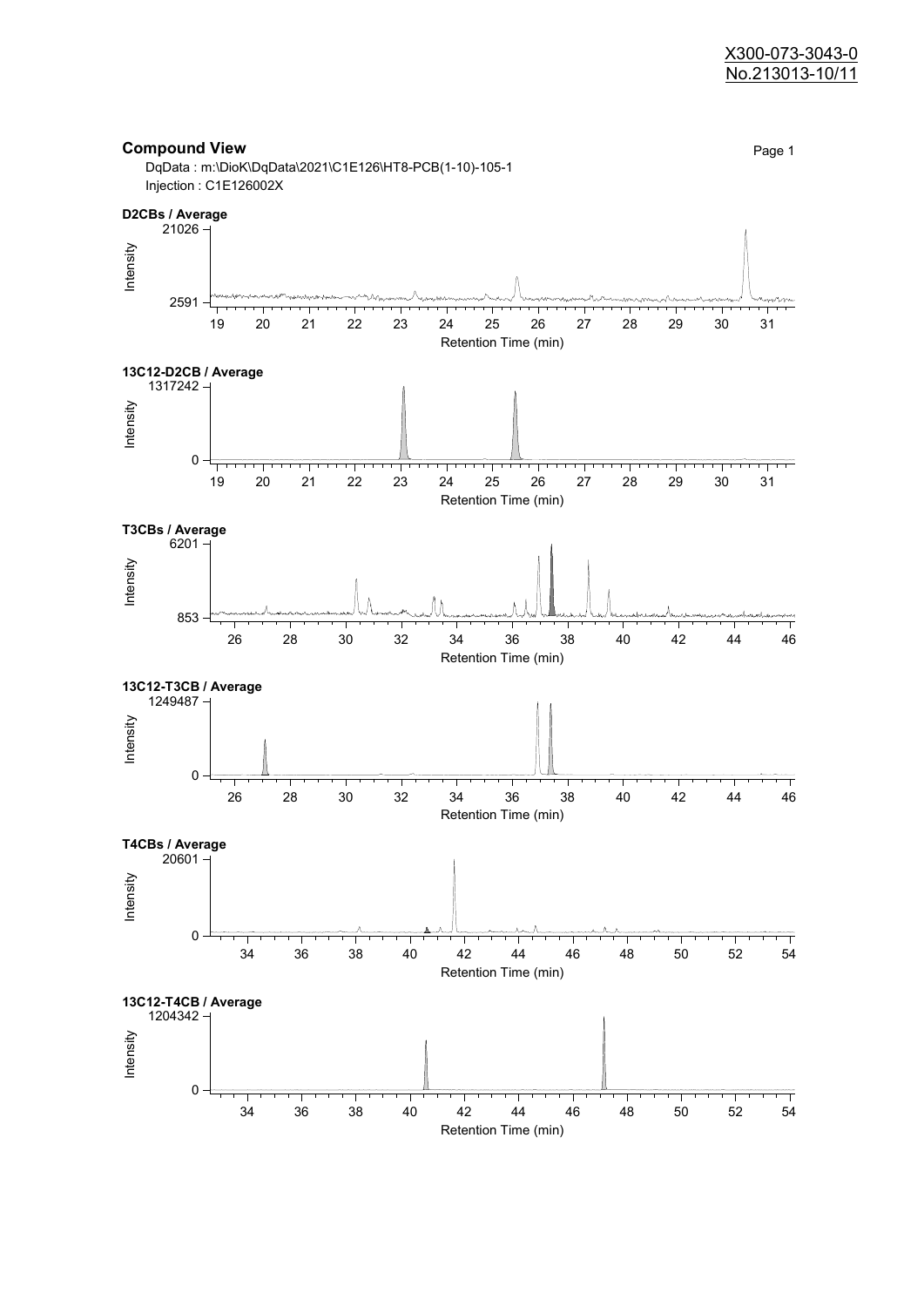X300-073-3043-0
No.213013-10/11

## Compound View

DqData : m:\DioK\DqData\2021\C1E126\HT8-PCB(1-10)-105-1
Injection : C1E126002X

**D2CBs / Average**

Intensity: 2591 – 21026
Retention Time (min): 19 – 31

**13C12-D2CB / Average**

Intensity: 0 – 1317242
Retention Time (min): 19 – 31

**T3CBs / Average**

Intensity: 853 – 6201
Retention Time (min): 26 – 46

**13C12-T3CB / Average**

Intensity: 0 – 1249487
Retention Time (min): 26 – 46

**T4CBs / Average**

Intensity: 0 – 20601
Retention Time (min): 34 – 54

**13C12-T4CB / Average**

Intensity: 0 – 1204342
Retention Time (min): 34 – 54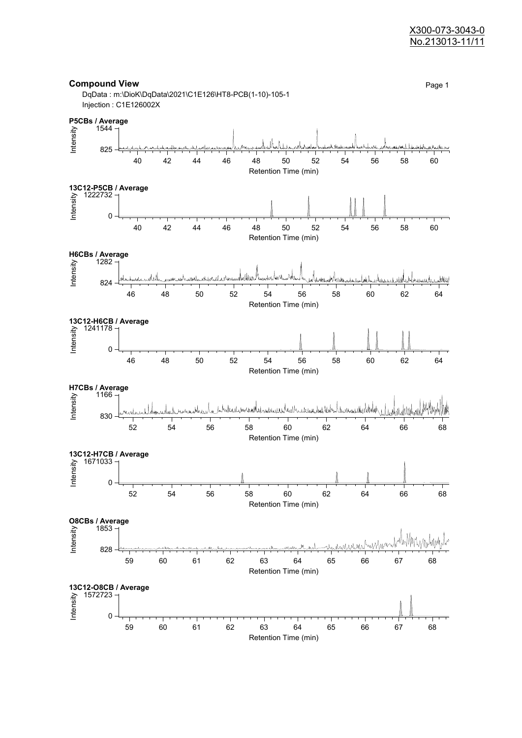X300-073-3043-0
No.213013-11/11

## Compound View

DqData : m:\DioK\DqData\2021\C1E126\HT8-PCB(1-10)-105-1
Injection : C1E126002X

**P5CBs / Average**

Intensity
1544
825
40 42 44 46 48 50 52 54 56 58 60
Retention Time (min)

**13C12-P5CB / Average**

Intensity
1222732
0
40 42 44 46 48 50 52 54 56 58 60
Retention Time (min)

**H6CBs / Average**

Intensity
1282
824
46 48 50 52 54 56 58 60 62 64
Retention Time (min)

**13C12-H6CB / Average**

Intensity
1241178
0
46 48 50 52 54 56 58 60 62 64
Retention Time (min)

**H7CBs / Average**

Intensity
1166
830
52 54 56 58 60 62 64 66 68
Retention Time (min)

**13C12-H7CB / Average**

Intensity
1671033
0
52 54 56 58 60 62 64 66 68
Retention Time (min)

**O8CBs / Average**

Intensity
1853
828
59 60 61 62 63 64 65 66 67 68
Retention Time (min)

**13C12-O8CB / Average**

Intensity
1572723
0
59 60 61 62 63 64 65 66 67 68
Retention Time (min)